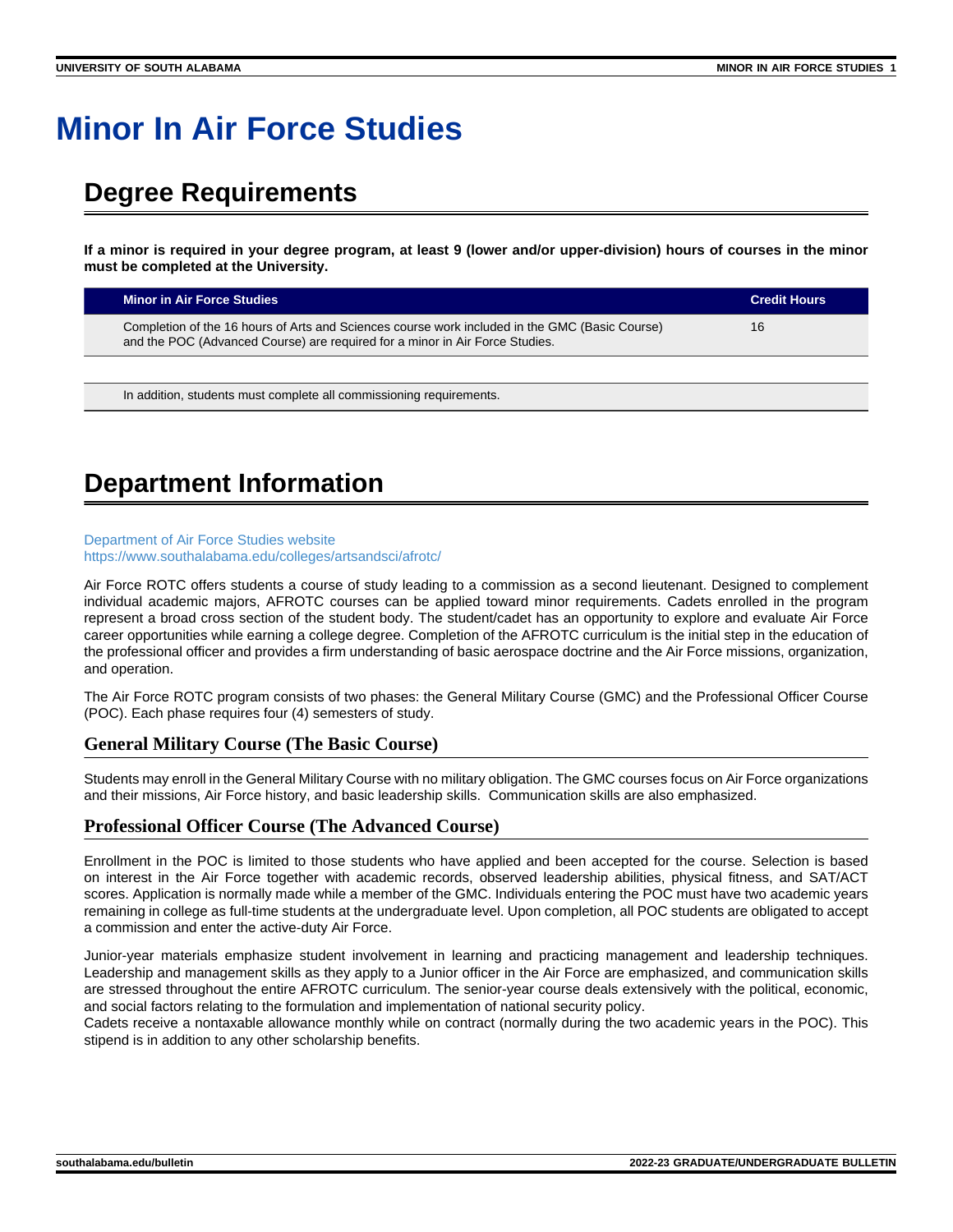# Minor In Air Force Studies

## Degree Requirements

**If a minor is required in your degree program, at least 9 (lower and/or upper-division) hours of courses in the minor must be completed at the University.**

| Minor in Air Force Studies | Credit Hours |
| --- | --- |
| Completion of the 16 hours of Arts and Sciences course work included in the GMC (Basic Course) and the POC (Advanced Course) are required for a minor in Air Force Studies. | 16 |

In addition, students must complete all commissioning requirements.

## Department Information

Department of Air Force Studies website
https://www.southalabama.edu/colleges/artsandsci/afrotc/

Air Force ROTC offers students a course of study leading to a commission as a second lieutenant. Designed to complement individual academic majors, AFROTC courses can be applied toward minor requirements. Cadets enrolled in the program represent a broad cross section of the student body. The student/cadet has an opportunity to explore and evaluate Air Force career opportunities while earning a college degree. Completion of the AFROTC curriculum is the initial step in the education of the professional officer and provides a firm understanding of basic aerospace doctrine and the Air Force missions, organization, and operation.

The Air Force ROTC program consists of two phases: the General Military Course (GMC) and the Professional Officer Course (POC). Each phase requires four (4) semesters of study.

### General Military Course (The Basic Course)

Students may enroll in the General Military Course with no military obligation. The GMC courses focus on Air Force organizations and their missions, Air Force history, and basic leadership skills. Communication skills are also emphasized.

### Professional Officer Course (The Advanced Course)

Enrollment in the POC is limited to those students who have applied and been accepted for the course. Selection is based on interest in the Air Force together with academic records, observed leadership abilities, physical fitness, and SAT/ACT scores. Application is normally made while a member of the GMC. Individuals entering the POC must have two academic years remaining in college as full-time students at the undergraduate level. Upon completion, all POC students are obligated to accept a commission and enter the active-duty Air Force.

Junior-year materials emphasize student involvement in learning and practicing management and leadership techniques. Leadership and management skills as they apply to a Junior officer in the Air Force are emphasized, and communication skills are stressed throughout the entire AFROTC curriculum. The senior-year course deals extensively with the political, economic, and social factors relating to the formulation and implementation of national security policy.
Cadets receive a nontaxable allowance monthly while on contract (normally during the two academic years in the POC). This stipend is in addition to any other scholarship benefits.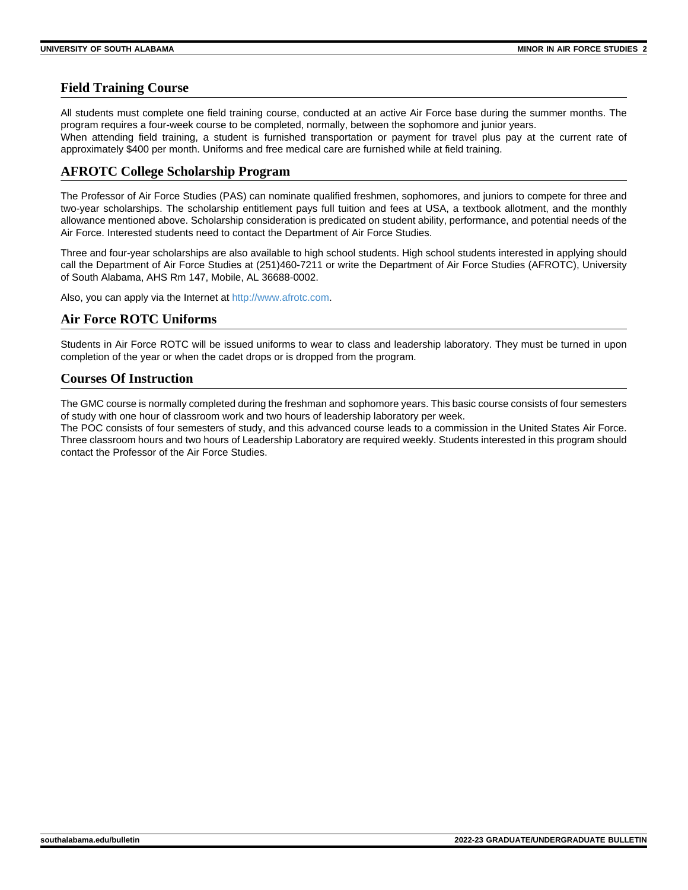## Field Training Course

All students must complete one field training course, conducted at an active Air Force base during the summer months. The program requires a four-week course to be completed, normally, between the sophomore and junior years.
When attending field training, a student is furnished transportation or payment for travel plus pay at the current rate of approximately $400 per month. Uniforms and free medical care are furnished while at field training.

## AFROTC College Scholarship Program

The Professor of Air Force Studies (PAS) can nominate qualified freshmen, sophomores, and juniors to compete for three and two-year scholarships. The scholarship entitlement pays full tuition and fees at USA, a textbook allotment, and the monthly allowance mentioned above. Scholarship consideration is predicated on student ability, performance, and potential needs of the Air Force. Interested students need to contact the Department of Air Force Studies.

Three and four-year scholarships are also available to high school students. High school students interested in applying should call the Department of Air Force Studies at (251)460-7211 or write the Department of Air Force Studies (AFROTC), University of South Alabama, AHS Rm 147, Mobile, AL 36688-0002.

Also, you can apply via the Internet at http://www.afrotc.com.

## Air Force ROTC Uniforms

Students in Air Force ROTC will be issued uniforms to wear to class and leadership laboratory. They must be turned in upon completion of the year or when the cadet drops or is dropped from the program.

## Courses Of Instruction

The GMC course is normally completed during the freshman and sophomore years. This basic course consists of four semesters of study with one hour of classroom work and two hours of leadership laboratory per week.
The POC consists of four semesters of study, and this advanced course leads to a commission in the United States Air Force. Three classroom hours and two hours of Leadership Laboratory are required weekly. Students interested in this program should contact the Professor of the Air Force Studies.